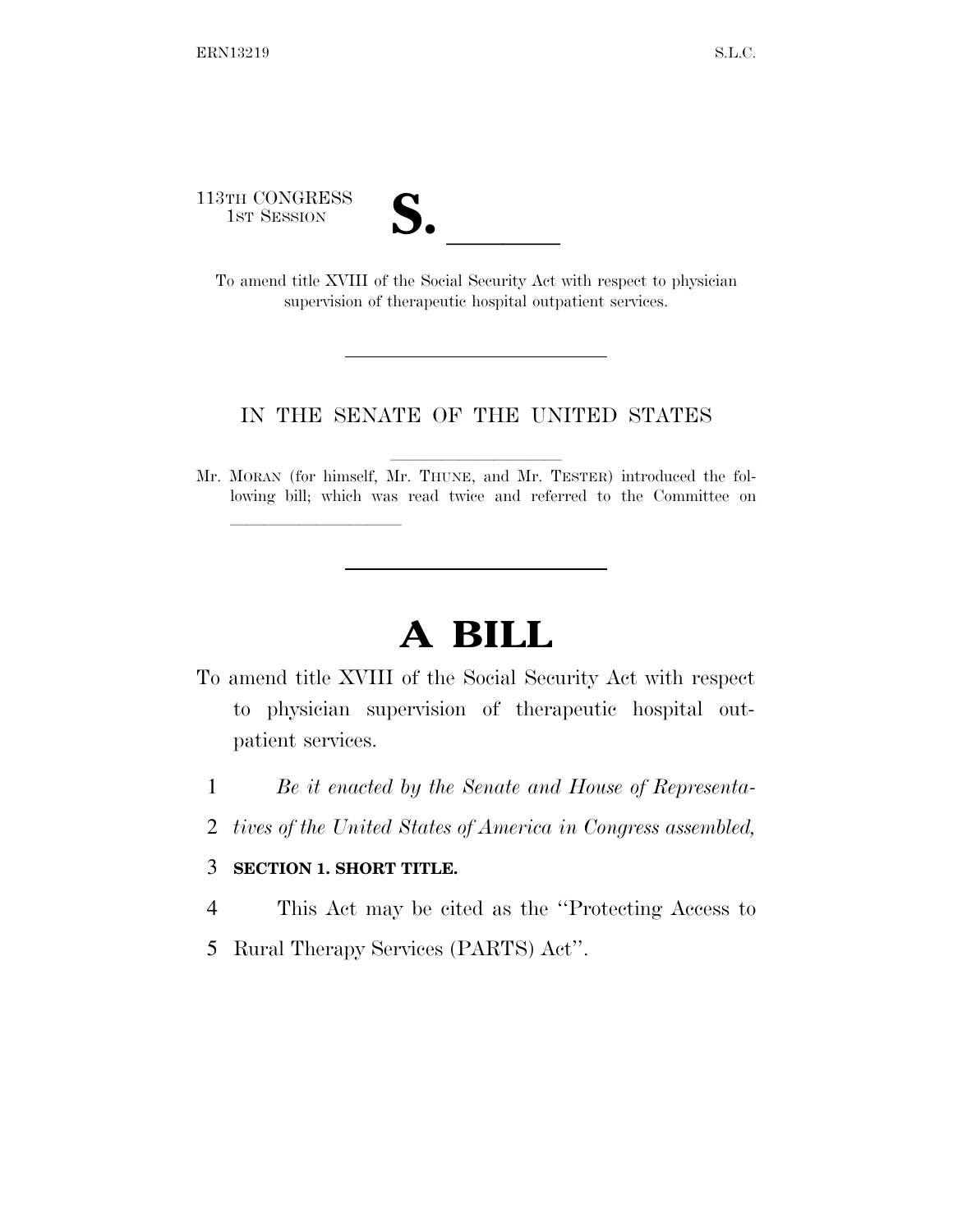113TH CONGRESS
1ST SESSION

# S. \_\_\_\_\_\_

To amend title XVIII of the Social Security Act with respect to physician supervision of therapeutic hospital outpatient services.

IN THE SENATE OF THE UNITED STATES

Mr. MORAN (for himself, Mr. THUNE, and Mr. TESTER) introduced the following bill; which was read twice and referred to the Committee on \_\_\_\_\_\_\_\_\_\_

# A BILL

To amend title XVIII of the Social Security Act with respect to physician supervision of therapeutic hospital outpatient services.

1 *Be it enacted by the Senate and House of Representa-*
2 *tives of the United States of America in Congress assembled,*

3 **SECTION 1. SHORT TITLE.**

4 This Act may be cited as the ''Protecting Access to
5 Rural Therapy Services (PARTS) Act''.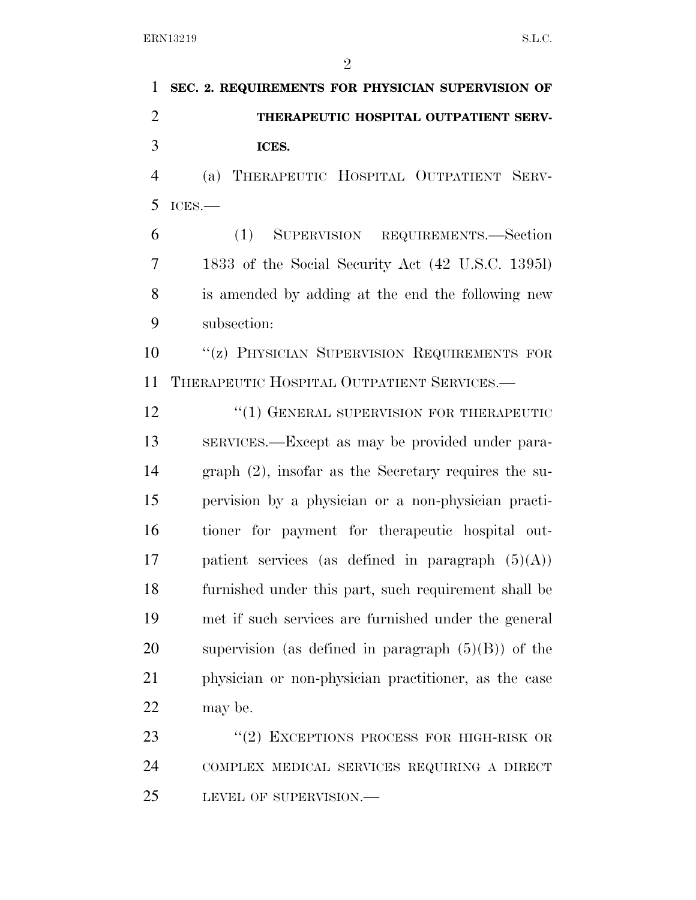**SEC. 2. REQUIREMENTS FOR PHYSICIAN SUPERVISION OF THERAPEUTIC HOSPITAL OUTPATIENT SERVICES.**

(a) THERAPEUTIC HOSPITAL OUTPATIENT SERVICES.—

(1) SUPERVISION REQUIREMENTS.—Section 1833 of the Social Security Act (42 U.S.C. 1395l) is amended by adding at the end the following new subsection:

"(z) PHYSICIAN SUPERVISION REQUIREMENTS FOR THERAPEUTIC HOSPITAL OUTPATIENT SERVICES.—

"(1) GENERAL SUPERVISION FOR THERAPEUTIC SERVICES.—Except as may be provided under paragraph (2), insofar as the Secretary requires the supervision by a physician or a non-physician practitioner for payment for therapeutic hospital outpatient services (as defined in paragraph (5)(A)) furnished under this part, such requirement shall be met if such services are furnished under the general supervision (as defined in paragraph (5)(B)) of the physician or non-physician practitioner, as the case may be.

"(2) EXCEPTIONS PROCESS FOR HIGH-RISK OR COMPLEX MEDICAL SERVICES REQUIRING A DIRECT LEVEL OF SUPERVISION.—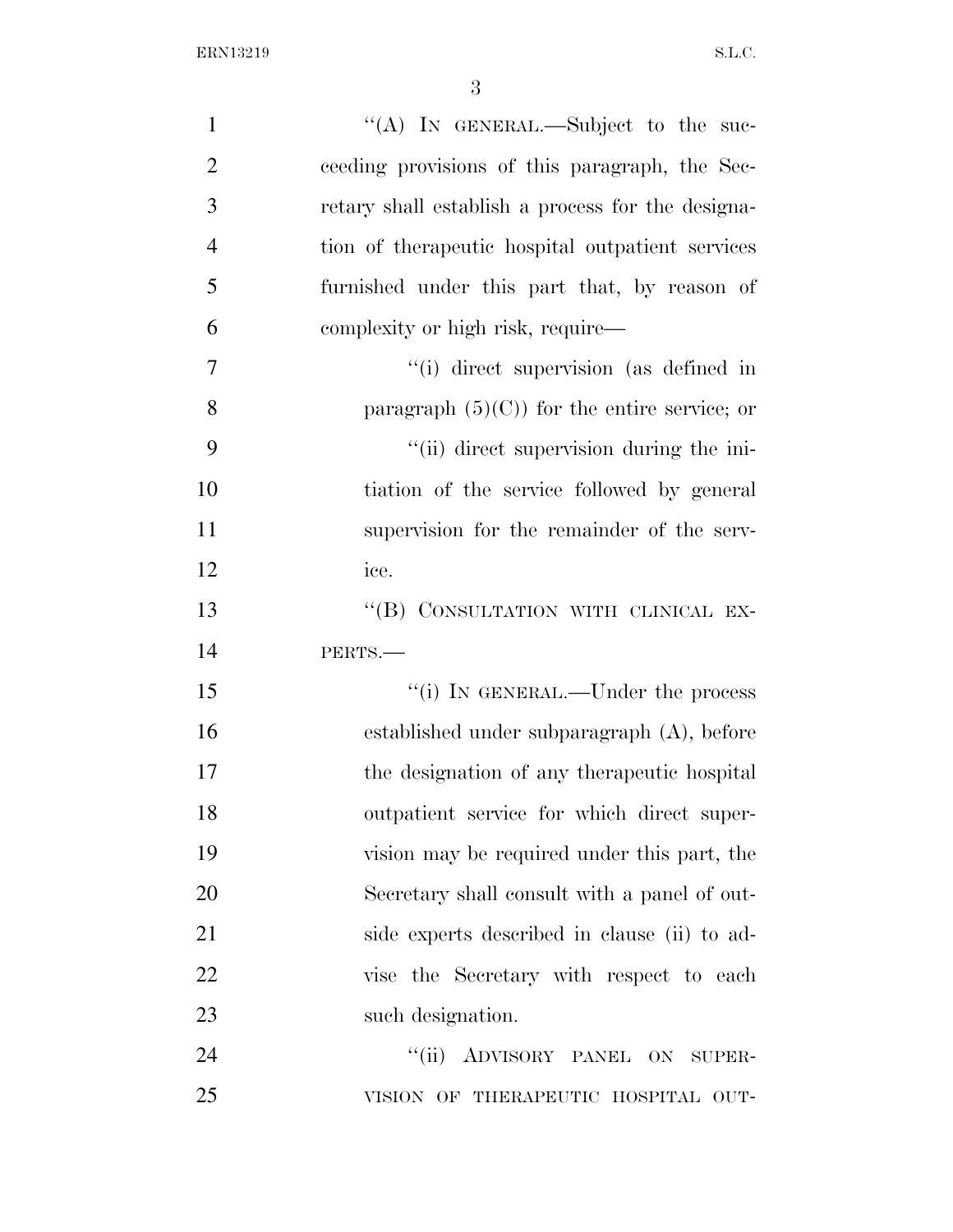"(A) IN GENERAL.—Subject to the succeeding provisions of this paragraph, the Secretary shall establish a process for the designation of therapeutic hospital outpatient services furnished under this part that, by reason of complexity or high risk, require—

"(i) direct supervision (as defined in paragraph (5)(C)) for the entire service; or

"(ii) direct supervision during the initiation of the service followed by general supervision for the remainder of the service.

"(B) CONSULTATION WITH CLINICAL EXPERTS.—

"(i) IN GENERAL.—Under the process established under subparagraph (A), before the designation of any therapeutic hospital outpatient service for which direct supervision may be required under this part, the Secretary shall consult with a panel of outside experts described in clause (ii) to advise the Secretary with respect to each such designation.

"(ii) ADVISORY PANEL ON SUPERVISION OF THERAPEUTIC HOSPITAL OUT-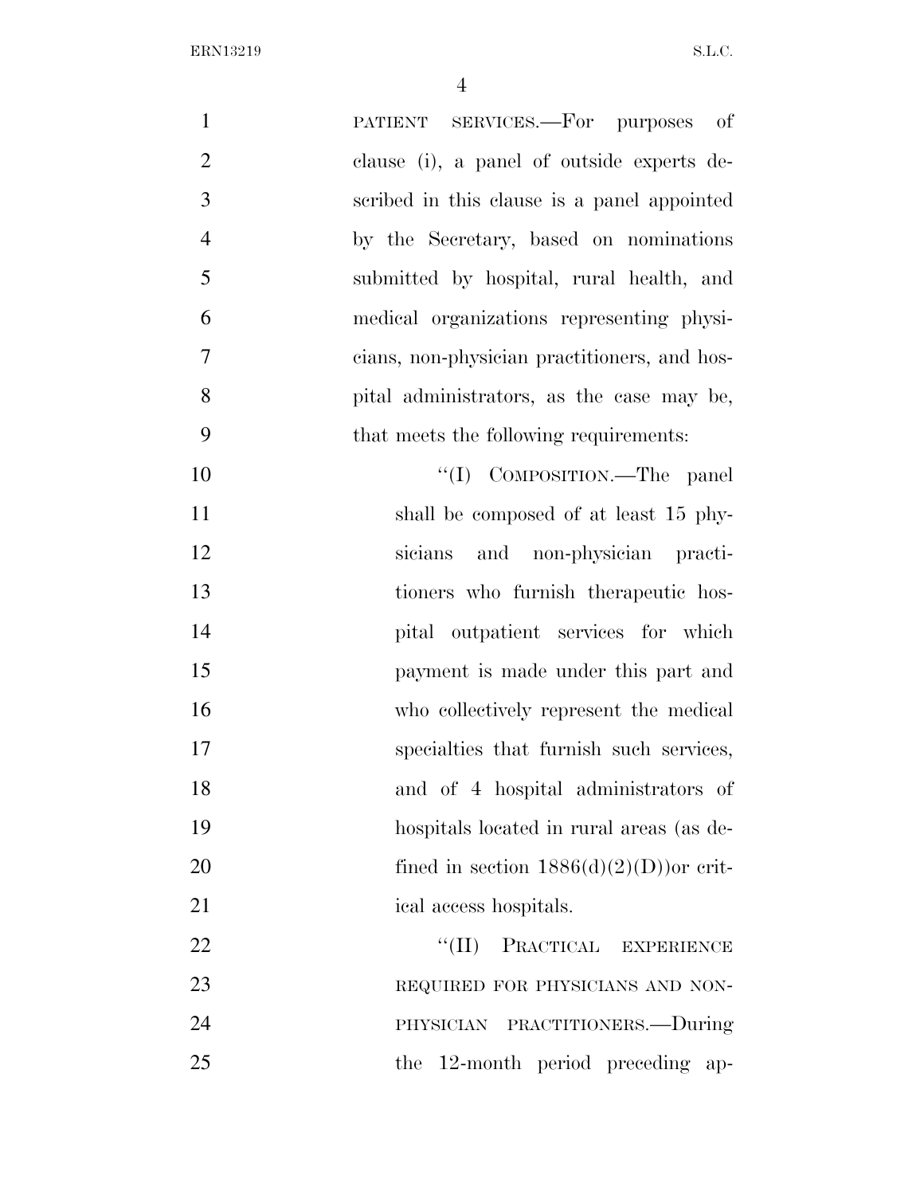PATIENT SERVICES.—For purposes of clause (i), a panel of outside experts described in this clause is a panel appointed by the Secretary, based on nominations submitted by hospital, rural health, and medical organizations representing physicians, non-physician practitioners, and hospital administrators, as the case may be, that meets the following requirements:

"(I) COMPOSITION.—The panel shall be composed of at least 15 physicians and non-physician practitioners who furnish therapeutic hospital outpatient services for which payment is made under this part and who collectively represent the medical specialties that furnish such services, and of 4 hospital administrators of hospitals located in rural areas (as defined in section 1886(d)(2)(D))or critical access hospitals.

"(II) PRACTICAL EXPERIENCE REQUIRED FOR PHYSICIANS AND NON-PHYSICIAN PRACTITIONERS.—During the 12-month period preceding ap-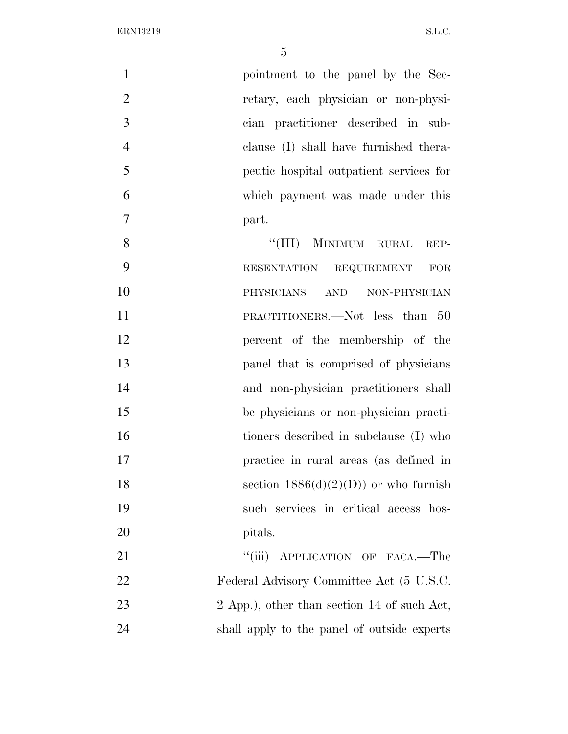pointment to the panel by the Secretary, each physician or non-physician practitioner described in subclause (I) shall have furnished therapeutic hospital outpatient services for which payment was made under this part.

"(III) MINIMUM RURAL REPRESENTATION REQUIREMENT FOR PHYSICIANS AND NON-PHYSICIAN PRACTITIONERS.—Not less than 50 percent of the membership of the panel that is comprised of physicians and non-physician practitioners shall be physicians or non-physician practitioners described in subclause (I) who practice in rural areas (as defined in section 1886(d)(2)(D)) or who furnish such services in critical access hospitals.

"(iii) APPLICATION OF FACA.—The Federal Advisory Committee Act (5 U.S.C. 2 App.), other than section 14 of such Act, shall apply to the panel of outside experts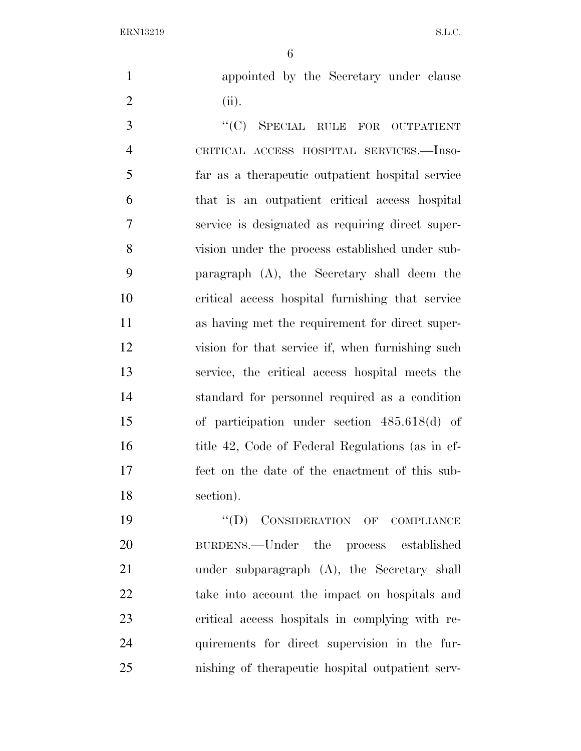appointed by the Secretary under clause (ii).

"(C) SPECIAL RULE FOR OUTPATIENT CRITICAL ACCESS HOSPITAL SERVICES.—Insofar as a therapeutic outpatient hospital service that is an outpatient critical access hospital service is designated as requiring direct supervision under the process established under subparagraph (A), the Secretary shall deem the critical access hospital furnishing that service as having met the requirement for direct supervision for that service if, when furnishing such service, the critical access hospital meets the standard for personnel required as a condition of participation under section 485.618(d) of title 42, Code of Federal Regulations (as in effect on the date of the enactment of this subsection).

"(D) CONSIDERATION OF COMPLIANCE BURDENS.—Under the process established under subparagraph (A), the Secretary shall take into account the impact on hospitals and critical access hospitals in complying with requirements for direct supervision in the furnishing of therapeutic hospital outpatient serv-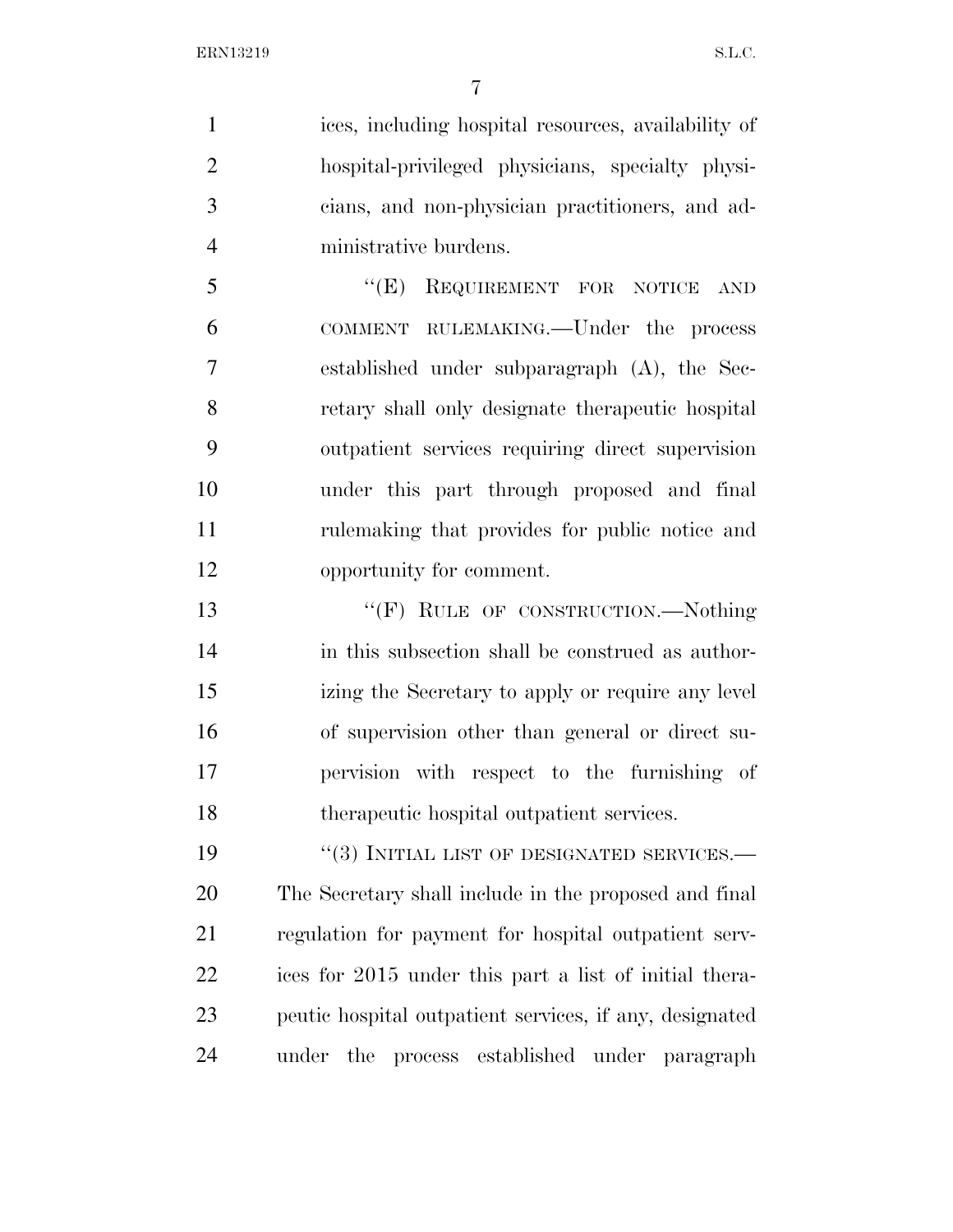ices, including hospital resources, availability of hospital-privileged physicians, specialty physicians, and non-physician practitioners, and administrative burdens.

"(E) REQUIREMENT FOR NOTICE AND COMMENT RULEMAKING.—Under the process established under subparagraph (A), the Secretary shall only designate therapeutic hospital outpatient services requiring direct supervision under this part through proposed and final rulemaking that provides for public notice and opportunity for comment.

"(F) RULE OF CONSTRUCTION.—Nothing in this subsection shall be construed as authorizing the Secretary to apply or require any level of supervision other than general or direct supervision with respect to the furnishing of therapeutic hospital outpatient services.

"(3) INITIAL LIST OF DESIGNATED SERVICES.—The Secretary shall include in the proposed and final regulation for payment for hospital outpatient services for 2015 under this part a list of initial therapeutic hospital outpatient services, if any, designated under the process established under paragraph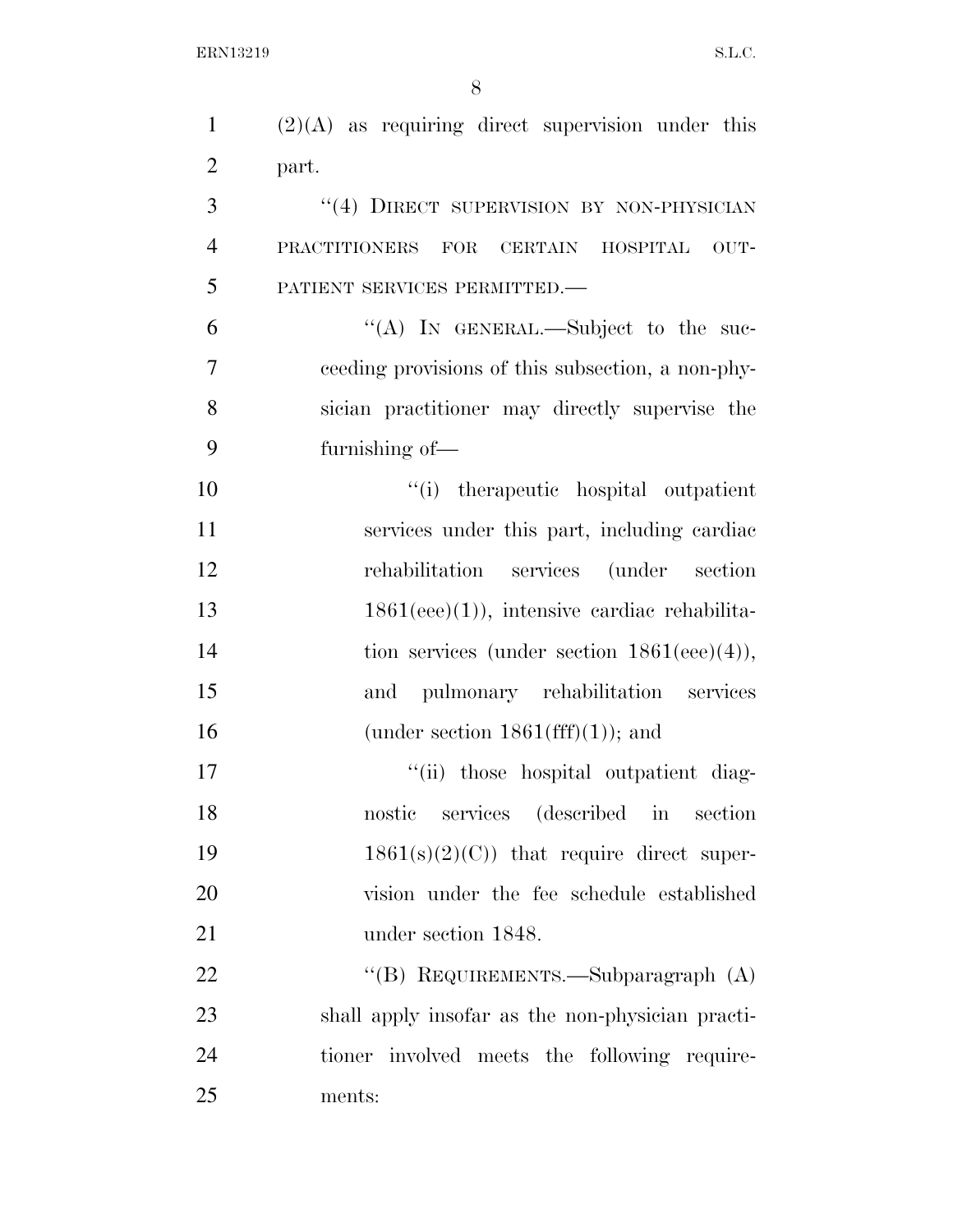(2)(A) as requiring direct supervision under this part.

"(4) DIRECT SUPERVISION BY NON-PHYSICIAN PRACTITIONERS FOR CERTAIN HOSPITAL OUTPATIENT SERVICES PERMITTED.—

"(A) IN GENERAL.—Subject to the succeeding provisions of this subsection, a non-physician practitioner may directly supervise the furnishing of—

"(i) therapeutic hospital outpatient services under this part, including cardiac rehabilitation services (under section 1861(eee)(1)), intensive cardiac rehabilitation services (under section 1861(eee)(4)), and pulmonary rehabilitation services (under section 1861(fff)(1)); and

"(ii) those hospital outpatient diagnostic services (described in section 1861(s)(2)(C)) that require direct supervision under the fee schedule established under section 1848.

"(B) REQUIREMENTS.—Subparagraph (A) shall apply insofar as the non-physician practitioner involved meets the following requirements: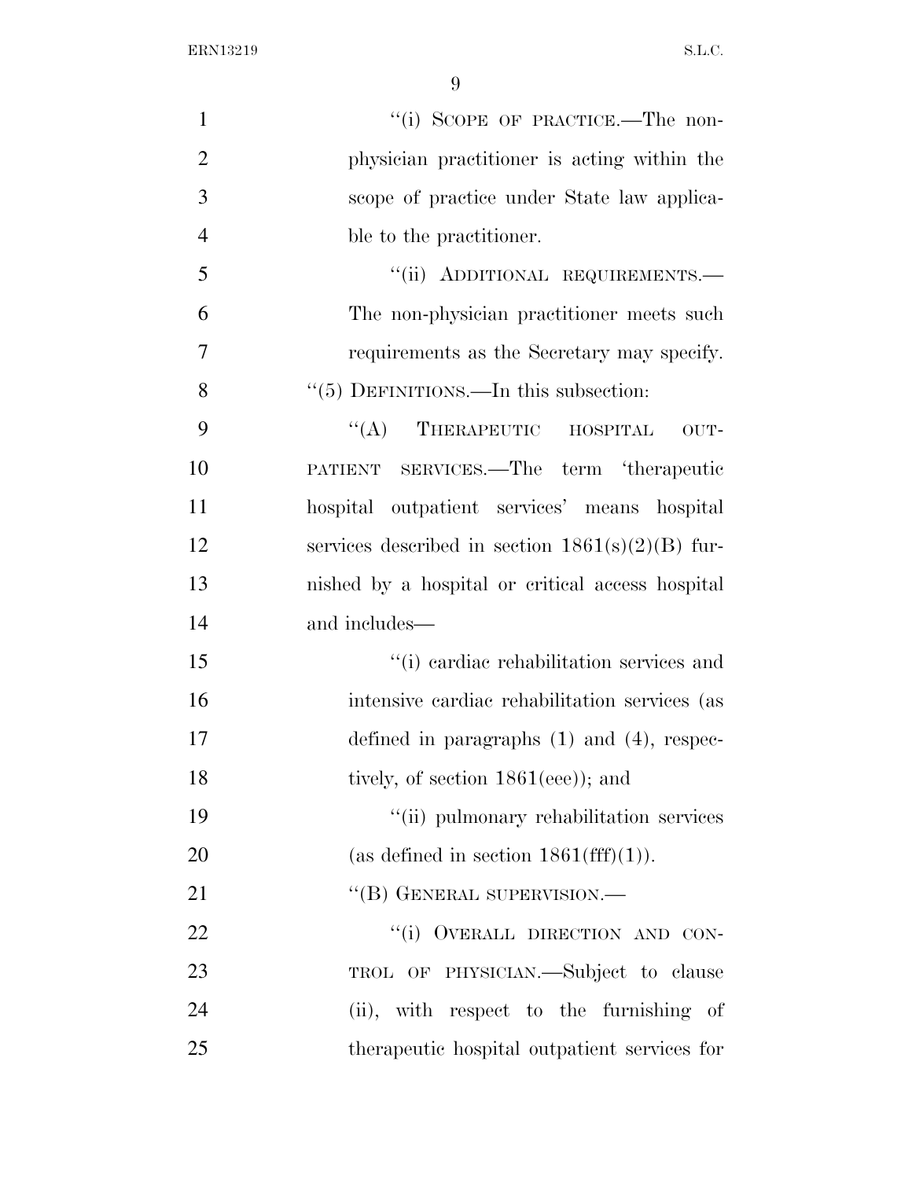"(i) SCOPE OF PRACTICE.—The non-physician practitioner is acting within the scope of practice under State law applicable to the practitioner.

"(ii) ADDITIONAL REQUIREMENTS.—The non-physician practitioner meets such requirements as the Secretary may specify.

"(5) DEFINITIONS.—In this subsection:

"(A) THERAPEUTIC HOSPITAL OUTPATIENT SERVICES.—The term 'therapeutic hospital outpatient services' means hospital services described in section 1861(s)(2)(B) furnished by a hospital or critical access hospital and includes—

"(i) cardiac rehabilitation services and intensive cardiac rehabilitation services (as defined in paragraphs (1) and (4), respectively, of section 1861(eee)); and

"(ii) pulmonary rehabilitation services (as defined in section 1861(fff)(1)).

"(B) GENERAL SUPERVISION.—

"(i) OVERALL DIRECTION AND CONTROL OF PHYSICIAN.—Subject to clause (ii), with respect to the furnishing of therapeutic hospital outpatient services for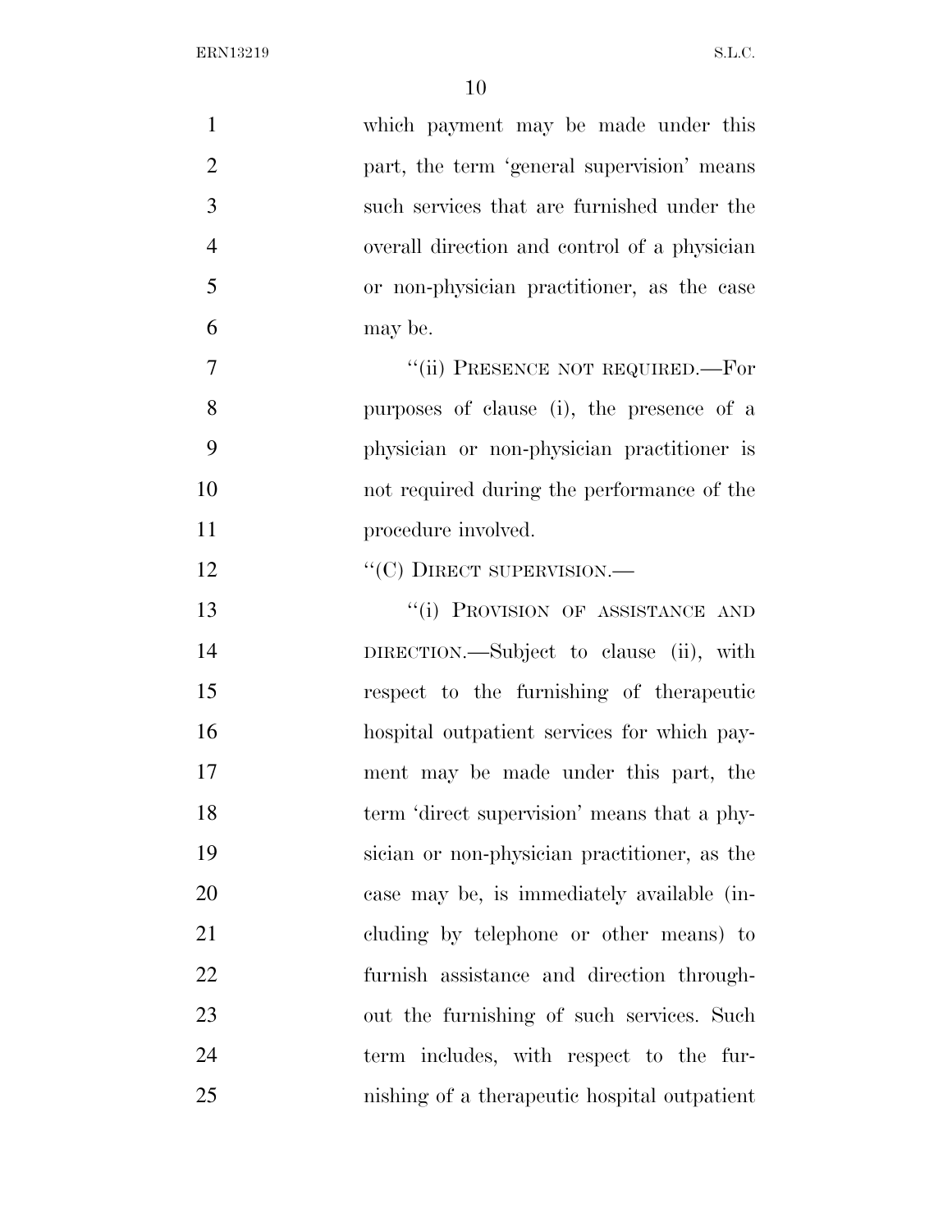which payment may be made under this part, the term 'general supervision' means such services that are furnished under the overall direction and control of a physician or non-physician practitioner, as the case may be.

"(ii) PRESENCE NOT REQUIRED.—For purposes of clause (i), the presence of a physician or non-physician practitioner is not required during the performance of the procedure involved.

"(C) DIRECT SUPERVISION.—

"(i) PROVISION OF ASSISTANCE AND DIRECTION.—Subject to clause (ii), with respect to the furnishing of therapeutic hospital outpatient services for which payment may be made under this part, the term 'direct supervision' means that a physician or non-physician practitioner, as the case may be, is immediately available (including by telephone or other means) to furnish assistance and direction throughout the furnishing of such services. Such term includes, with respect to the furnishing of a therapeutic hospital outpatient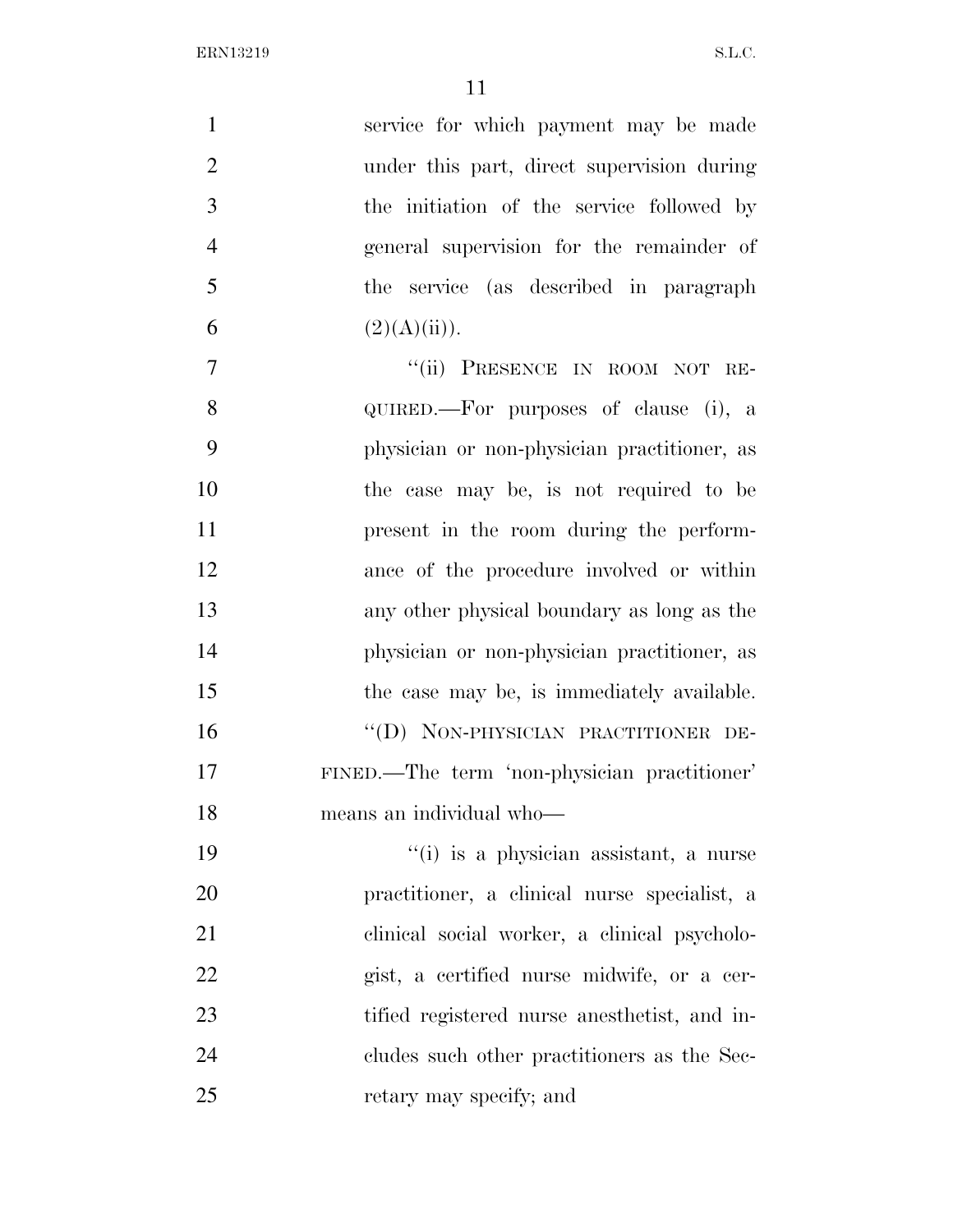service for which payment may be made under this part, direct supervision during the initiation of the service followed by general supervision for the remainder of the service (as described in paragraph (2)(A)(ii)).

“(ii) PRESENCE IN ROOM NOT REQUIRED.—For purposes of clause (i), a physician or non-physician practitioner, as the case may be, is not required to be present in the room during the performance of the procedure involved or within any other physical boundary as long as the physician or non-physician practitioner, as the case may be, is immediately available.

“(D) NON-PHYSICIAN PRACTITIONER DEFINED.—The term ‘non-physician practitioner’ means an individual who—

“(i) is a physician assistant, a nurse practitioner, a clinical nurse specialist, a clinical social worker, a clinical psychologist, a certified nurse midwife, or a certified registered nurse anesthetist, and includes such other practitioners as the Secretary may specify; and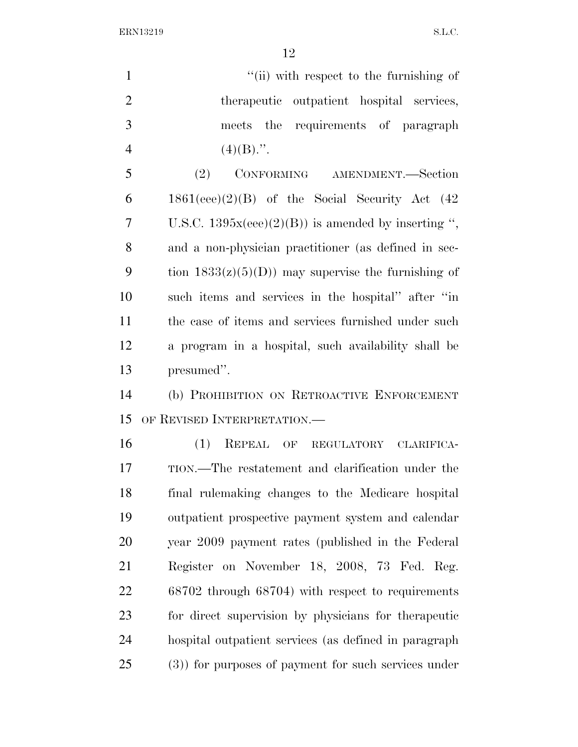"(ii) with respect to the furnishing of therapeutic outpatient hospital services, meets the requirements of paragraph (4)(B).".

(2) CONFORMING AMENDMENT.—Section 1861(eee)(2)(B) of the Social Security Act (42 U.S.C. 1395x(eee)(2)(B)) is amended by inserting ", and a non-physician practitioner (as defined in section 1833(z)(5)(D)) may supervise the furnishing of such items and services in the hospital" after "in the case of items and services furnished under such a program in a hospital, such availability shall be presumed".

(b) PROHIBITION ON RETROACTIVE ENFORCEMENT OF REVISED INTERPRETATION.—

(1) REPEAL OF REGULATORY CLARIFICATION.—The restatement and clarification under the final rulemaking changes to the Medicare hospital outpatient prospective payment system and calendar year 2009 payment rates (published in the Federal Register on November 18, 2008, 73 Fed. Reg. 68702 through 68704) with respect to requirements for direct supervision by physicians for therapeutic hospital outpatient services (as defined in paragraph (3)) for purposes of payment for such services under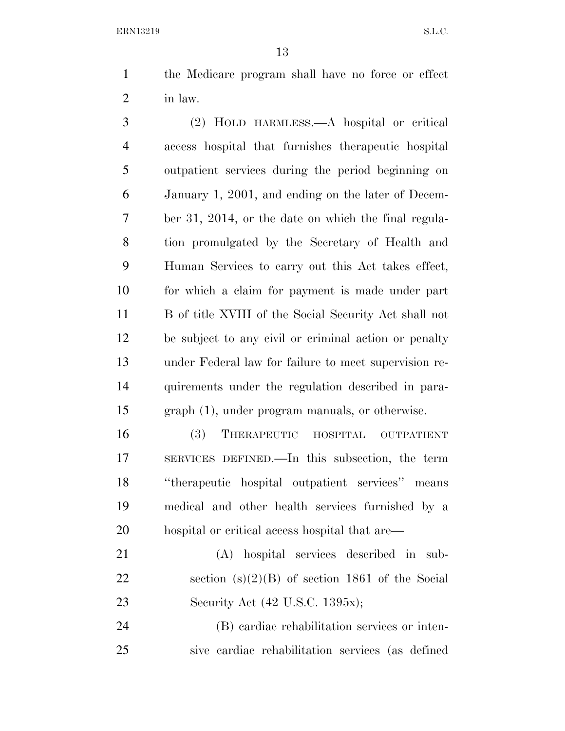the Medicare program shall have no force or effect in law.

(2) HOLD HARMLESS.—A hospital or critical access hospital that furnishes therapeutic hospital outpatient services during the period beginning on January 1, 2001, and ending on the later of December 31, 2014, or the date on which the final regulation promulgated by the Secretary of Health and Human Services to carry out this Act takes effect, for which a claim for payment is made under part B of title XVIII of the Social Security Act shall not be subject to any civil or criminal action or penalty under Federal law for failure to meet supervision requirements under the regulation described in paragraph (1), under program manuals, or otherwise.

(3) THERAPEUTIC HOSPITAL OUTPATIENT SERVICES DEFINED.—In this subsection, the term ''therapeutic hospital outpatient services'' means medical and other health services furnished by a hospital or critical access hospital that are—

(A) hospital services described in subsection (s)(2)(B) of section 1861 of the Social Security Act (42 U.S.C. 1395x);

(B) cardiac rehabilitation services or intensive cardiac rehabilitation services (as defined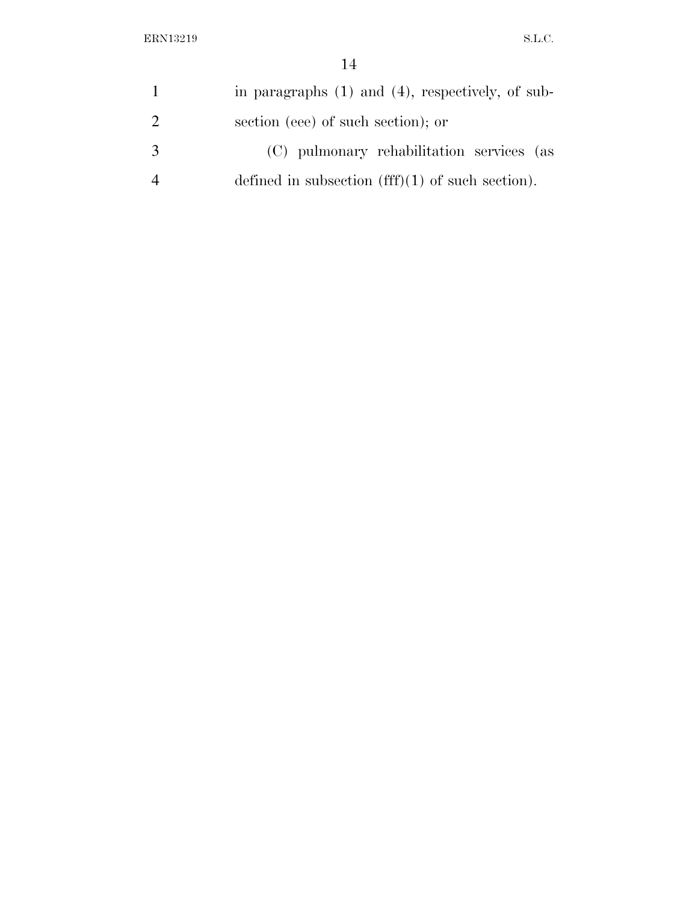in paragraphs (1) and (4), respectively, of subsection (eee) of such section); or

(C) pulmonary rehabilitation services (as defined in subsection (fff)(1) of such section).